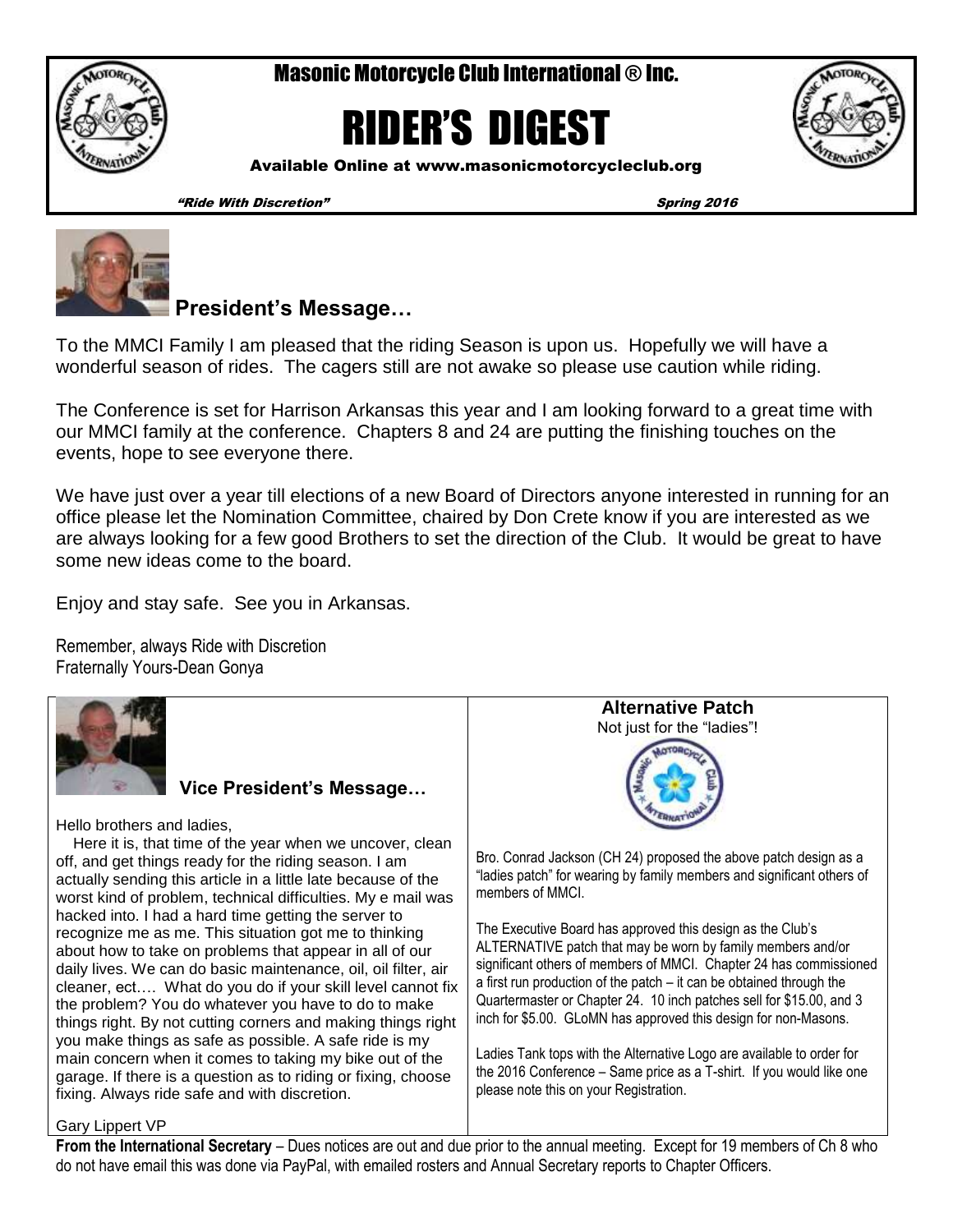# Masonic Motorcycle Club International ® Inc.

# RIDER'S DIGEST

Available Online at www.masonicmotorcycleclub.org

*"Ride With Discretion"* *Spring 2016*

## President's Message…

To the MMCI Family I am pleased that the riding Season is upon us. Hopefully we will have a wonderful season of rides. The cagers still are not awake so please use caution while riding.

The Conference is set for Harrison Arkansas this year and I am looking forward to a great time with our MMCI family at the conference. Chapters 8 and 24 are putting the finishing touches on the events, hope to see everyone there.

We have just over a year till elections of a new Board of Directors anyone interested in running for an office please let the Nomination Committee, chaired by Don Crete know if you are interested as we are always looking for a few good Brothers to set the direction of the Club. It would be great to have some new ideas come to the board.

Enjoy and stay safe. See you in Arkansas.

Remember, always Ride with Discretion
Fraternally Yours-Dean Gonya

## Vice President's Message…

Hello brothers and ladies,

Here it is, that time of the year when we uncover, clean off, and get things ready for the riding season. I am actually sending this article in a little late because of the worst kind of problem, technical difficulties. My e mail was hacked into. I had a hard time getting the server to recognize me as me. This situation got me to thinking about how to take on problems that appear in all of our daily lives. We can do basic maintenance, oil, oil filter, air cleaner, ect…. What do you do if your skill level cannot fix the problem? You do whatever you have to do to make things right. By not cutting corners and making things right you make things as safe as possible. A safe ride is my main concern when it comes to taking my bike out of the garage. If there is a question as to riding or fixing, choose fixing. Always ride safe and with discretion.

Gary Lippert VP

## Alternative Patch

Not just for the "ladies"!

Bro. Conrad Jackson (CH 24) proposed the above patch design as a "ladies patch" for wearing by family members and significant others of members of MMCI.

The Executive Board has approved this design as the Club's ALTERNATIVE patch that may be worn by family members and/or significant others of members of MMCI. Chapter 24 has commissioned a first run production of the patch – it can be obtained through the Quartermaster or Chapter 24. 10 inch patches sell for $15.00, and 3 inch for $5.00. GLoMN has approved this design for non-Masons.

Ladies Tank tops with the Alternative Logo are available to order for the 2016 Conference – Same price as a T-shirt. If you would like one please note this on your Registration.

**From the International Secretary** – Dues notices are out and due prior to the annual meeting. Except for 19 members of Ch 8 who do not have email this was done via PayPal, with emailed rosters and Annual Secretary reports to Chapter Officers.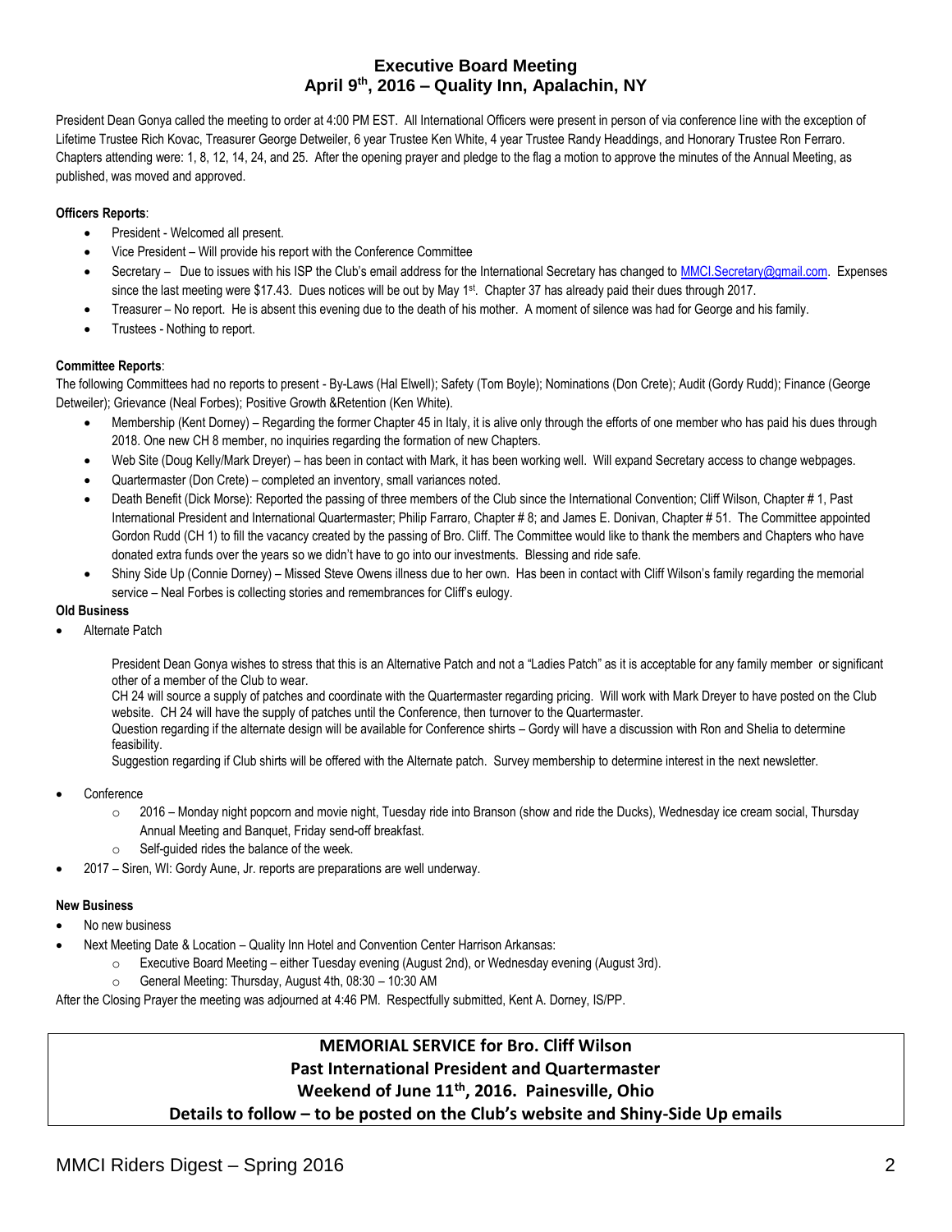## Executive Board Meeting
## April 9th, 2016 – Quality Inn, Apalachin, NY

President Dean Gonya called the meeting to order at 4:00 PM EST. All International Officers were present in person of via conference line with the exception of Lifetime Trustee Rich Kovac, Treasurer George Detweiler, 6 year Trustee Ken White, 4 year Trustee Randy Headdings, and Honorary Trustee Ron Ferraro. Chapters attending were: 1, 8, 12, 14, 24, and 25. After the opening prayer and pledge to the flag a motion to approve the minutes of the Annual Meeting, as published, was moved and approved.

**Officers Reports**:

- President - Welcomed all present.
- Vice President – Will provide his report with the Conference Committee
- Secretary – Due to issues with his ISP the Club's email address for the International Secretary has changed to MMCI.Secretary@gmail.com. Expenses since the last meeting were $17.43. Dues notices will be out by May 1st. Chapter 37 has already paid their dues through 2017.
- Treasurer – No report. He is absent this evening due to the death of his mother. A moment of silence was had for George and his family.
- Trustees - Nothing to report.

**Committee Reports**:

The following Committees had no reports to present - By-Laws (Hal Elwell); Safety (Tom Boyle); Nominations (Don Crete); Audit (Gordy Rudd); Finance (George Detweiler); Grievance (Neal Forbes); Positive Growth &Retention (Ken White).

- Membership (Kent Dorney) – Regarding the former Chapter 45 in Italy, it is alive only through the efforts of one member who has paid his dues through 2018. One new CH 8 member, no inquiries regarding the formation of new Chapters.
- Web Site (Doug Kelly/Mark Dreyer) – has been in contact with Mark, it has been working well. Will expand Secretary access to change webpages.
- Quartermaster (Don Crete) – completed an inventory, small variances noted.
- Death Benefit (Dick Morse): Reported the passing of three members of the Club since the International Convention; Cliff Wilson, Chapter # 1, Past International President and International Quartermaster; Philip Farraro, Chapter # 8; and James E. Donivan, Chapter # 51. The Committee appointed Gordon Rudd (CH 1) to fill the vacancy created by the passing of Bro. Cliff. The Committee would like to thank the members and Chapters who have donated extra funds over the years so we didn't have to go into our investments. Blessing and ride safe.
- Shiny Side Up (Connie Dorney) – Missed Steve Owens illness due to her own. Has been in contact with Cliff Wilson's family regarding the memorial service – Neal Forbes is collecting stories and remembrances for Cliff's eulogy.

**Old Business**

- Alternate Patch

  President Dean Gonya wishes to stress that this is an Alternative Patch and not a "Ladies Patch" as it is acceptable for any family member or significant other of a member of the Club to wear.

  CH 24 will source a supply of patches and coordinate with the Quartermaster regarding pricing. Will work with Mark Dreyer to have posted on the Club website. CH 24 will have the supply of patches until the Conference, then turnover to the Quartermaster.

  Question regarding if the alternate design will be available for Conference shirts – Gordy will have a discussion with Ron and Shelia to determine feasibility.

  Suggestion regarding if Club shirts will be offered with the Alternate patch. Survey membership to determine interest in the next newsletter.

- Conference
  - 2016 – Monday night popcorn and movie night, Tuesday ride into Branson (show and ride the Ducks), Wednesday ice cream social, Thursday Annual Meeting and Banquet, Friday send-off breakfast.
  - Self-guided rides the balance of the week.
- 2017 – Siren, WI: Gordy Aune, Jr. reports are preparations are well underway.

**New Business**

- No new business
- Next Meeting Date & Location – Quality Inn Hotel and Convention Center Harrison Arkansas:
  - Executive Board Meeting – either Tuesday evening (August 2nd), or Wednesday evening (August 3rd).
  - General Meeting: Thursday, August 4th, 08:30 – 10:30 AM

After the Closing Prayer the meeting was adjourned at 4:46 PM. Respectfully submitted, Kent A. Dorney, IS/PP.

---

**MEMORIAL SERVICE for Bro. Cliff Wilson**
**Past International President and Quartermaster**
**Weekend of June 11th, 2016. Painesville, Ohio**
**Details to follow – to be posted on the Club's website and Shiny-Side Up emails**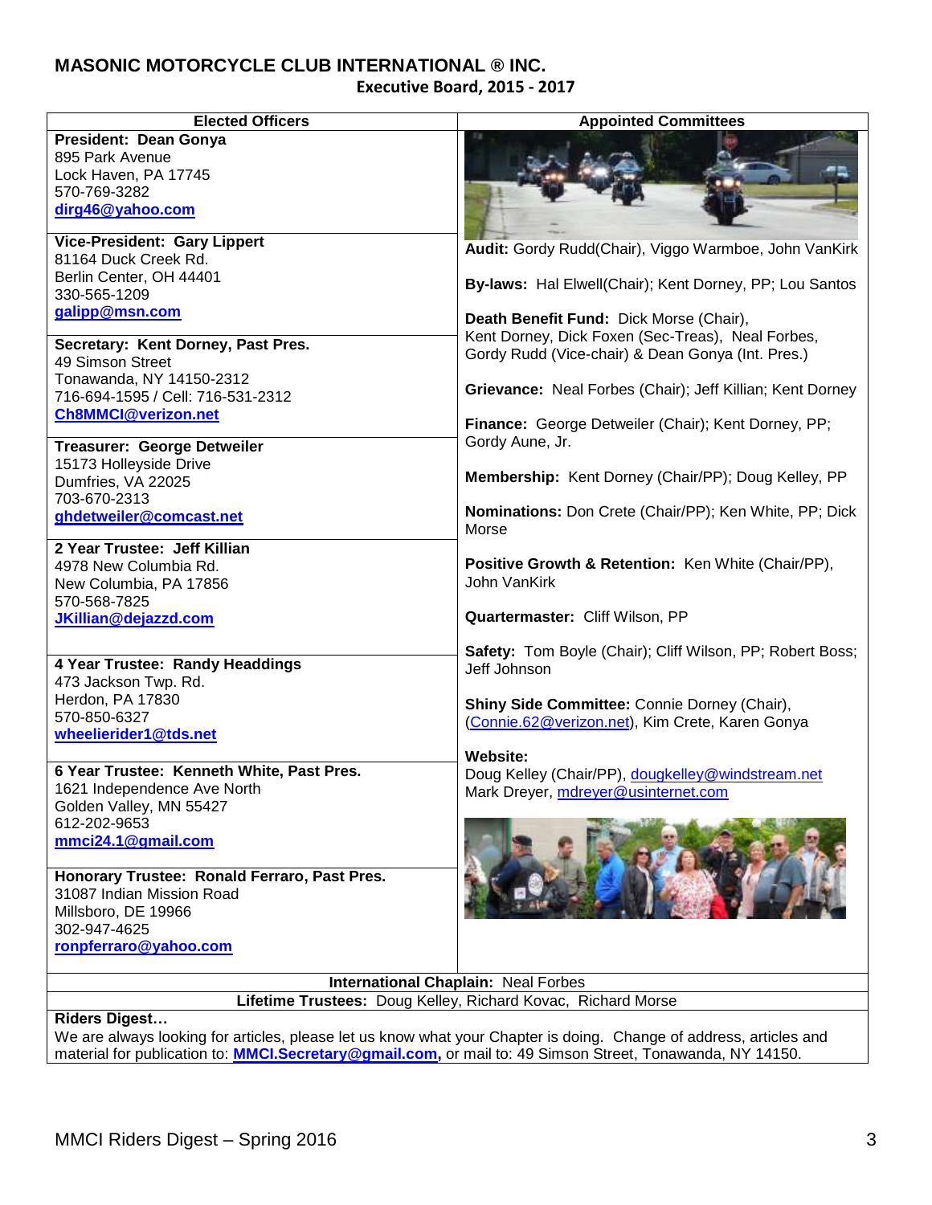## MASONIC MOTORCYCLE CLUB INTERNATIONAL ® INC.

### Executive Board, 2015 - 2017

| Elected Officers | Appointed Committees |
|---|---|
| **President: Dean Gonya**<br>895 Park Avenue<br>Lock Haven, PA 17745<br>570-769-3282<br>**dirg46@yahoo.com** | **Audit:** Gordy Rudd(Chair), Viggo Warmboe, John VanKirk<br><br>**By-laws:** Hal Elwell(Chair); Kent Dorney, PP; Lou Santos |
| **Vice-President: Gary Lippert**<br>81164 Duck Creek Rd.<br>Berlin Center, OH 44401<br>330-565-1209<br>**galipp@msn.com** | **Death Benefit Fund:** Dick Morse (Chair), Kent Dorney, Dick Foxen (Sec-Treas), Neal Forbes, Gordy Rudd (Vice-chair) & Dean Gonya (Int. Pres.)<br><br>**Grievance:** Neal Forbes (Chair); Jeff Killian; Kent Dorney |
| **Secretary: Kent Dorney, Past Pres.**<br>49 Simson Street<br>Tonawanda, NY 14150-2312<br>716-694-1595 / Cell: 716-531-2312<br>**Ch8MMCI@verizon.net** | **Finance:** George Detweiler (Chair); Kent Dorney, PP; Gordy Aune, Jr.<br><br>**Membership:** Kent Dorney (Chair/PP); Doug Kelley, PP |
| **Treasurer: George Detweiler**<br>15173 Holleyside Drive<br>Dumfries, VA 22025<br>703-670-2313<br>**ghdetweiler@comcast.net** | **Nominations:** Don Crete (Chair/PP); Ken White, PP; Dick Morse<br><br>**Positive Growth & Retention:** Ken White (Chair/PP), John VanKirk |
| **2 Year Trustee: Jeff Killian**<br>4978 New Columbia Rd.<br>New Columbia, PA 17856<br>570-568-7825<br>**JKillian@dejazzd.com** | **Quartermaster:** Cliff Wilson, PP<br><br>**Safety:** Tom Boyle (Chair); Cliff Wilson, PP; Robert Boss; Jeff Johnson |
| **4 Year Trustee: Randy Headdings**<br>473 Jackson Twp. Rd.<br>Herdon, PA 17830<br>570-850-6327<br>**wheelierider1@tds.net** | **Shiny Side Committee:** Connie Dorney (Chair), (Connie.62@verizon.net), Kim Crete, Karen Gonya<br><br>**Website:**<br>Doug Kelley (Chair/PP), dougkelley@windstream.net<br>Mark Dreyer, mdreyer@usinternet.com |
| **6 Year Trustee: Kenneth White, Past Pres.**<br>1621 Independence Ave North<br>Golden Valley, MN 55427<br>612-202-9653<br>**mmci24.1@gmail.com** | |
| **Honorary Trustee: Ronald Ferraro, Past Pres.**<br>31087 Indian Mission Road<br>Millsboro, DE 19966<br>302-947-4625<br>**ronpferraro@yahoo.com** | |

**International Chaplain:** Neal Forbes

**Lifetime Trustees:** Doug Kelley, Richard Kovac, Richard Morse

**Riders Digest…**

We are always looking for articles, please let us know what your Chapter is doing. Change of address, articles and material for publication to: **MMCI.Secretary@gmail.com,** or mail to: 49 Simson Street, Tonawanda, NY 14150.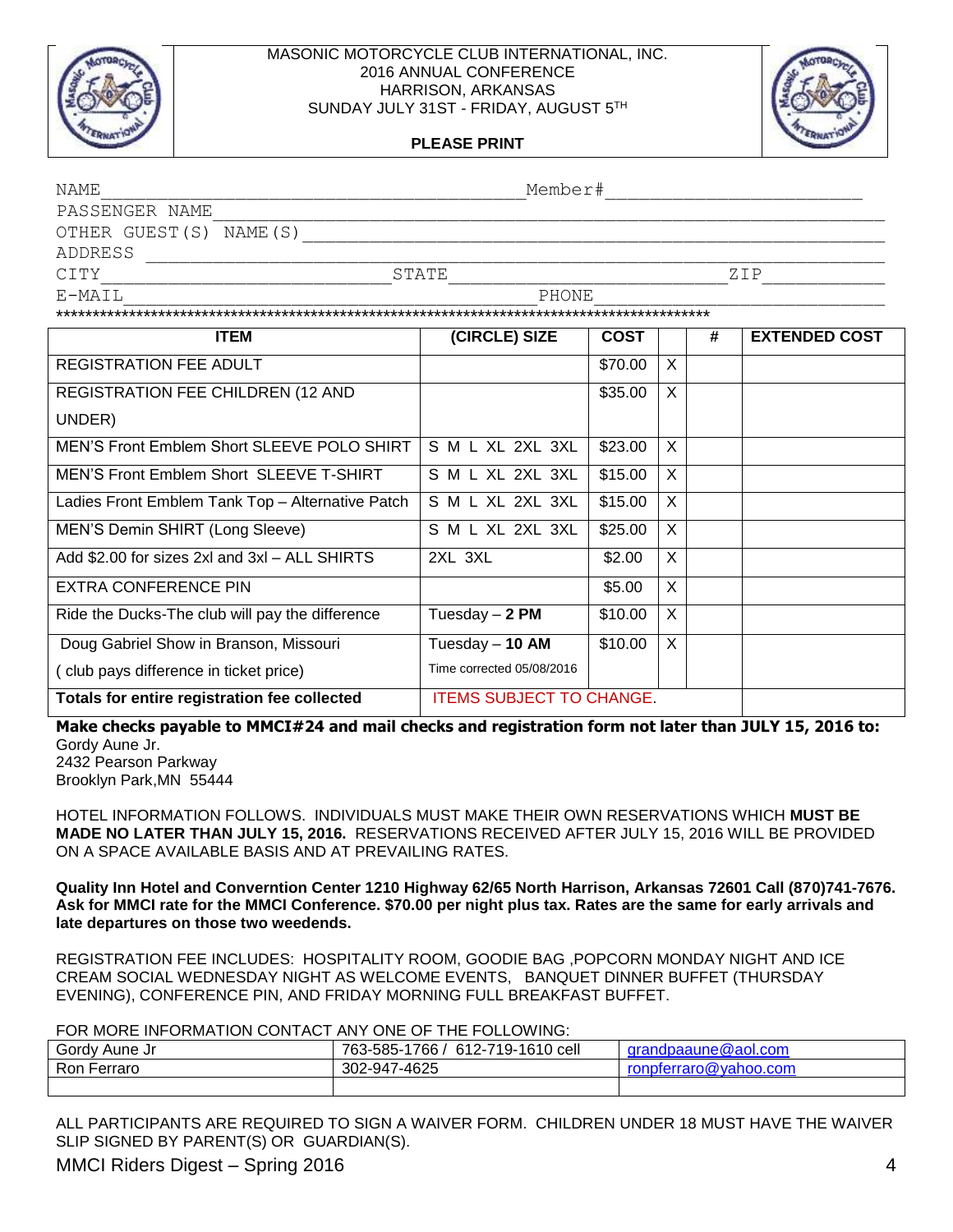MASONIC MOTORCYCLE CLUB INTERNATIONAL, INC.
2016 ANNUAL CONFERENCE
HARRISON, ARKANSAS
SUNDAY JULY 31ST - FRIDAY, AUGUST 5TH

**PLEASE PRINT**

NAME________________________________________ Member#________________________

PASSENGER NAME________________________________________________________________

OTHER GUEST(S) NAME(S)________________________________________________________

ADDRESS_______________________________________________________________________

CITY___________________________ STATE___________________________ ZIP___________

E-MAIL________________________________________ PHONE_________________________

*********************************************************************************************

| ITEM | (CIRCLE) SIZE | COST | | # | EXTENDED COST |
|---|---|---|---|---|---|
| REGISTRATION FEE ADULT | | $70.00 | X | | |
| REGISTRATION FEE CHILDREN (12 AND UNDER) | | $35.00 | X | | |
| MEN'S Front Emblem Short SLEEVE POLO SHIRT | S M L XL 2XL 3XL | $23.00 | X | | |
| MEN'S Front Emblem Short SLEEVE T-SHIRT | S M L XL 2XL 3XL | $15.00 | X | | |
| Ladies Front Emblem Tank Top – Alternative Patch | S M L XL 2XL 3XL | $15.00 | X | | |
| MEN'S Demin SHIRT (Long Sleeve) | S M L XL 2XL 3XL | $25.00 | X | | |
| Add $2.00 for sizes 2xl and 3xl – ALL SHIRTS | 2XL 3XL | $2.00 | X | | |
| EXTRA CONFERENCE PIN | | $5.00 | X | | |
| Ride the Ducks-The club will pay the difference | Tuesday – **2 PM** | $10.00 | X | | |
| Doug Gabriel Show in Branson, Missouri ( club pays difference in ticket price) | Tuesday – **10 AM** Time corrected 05/08/2016 | $10.00 | X | | |
| **Totals for entire registration fee collected** | ITEMS SUBJECT TO CHANGE. | | | | |

**Make checks payable to MMCI#24 and mail checks and registration form not later than JULY 15, 2016 to:**
Gordy Aune Jr.
2432 Pearson Parkway
Brooklyn Park,MN 55444

HOTEL INFORMATION FOLLOWS. INDIVIDUALS MUST MAKE THEIR OWN RESERVATIONS WHICH **MUST BE MADE NO LATER THAN JULY 15, 2016.** RESERVATIONS RECEIVED AFTER JULY 15, 2016 WILL BE PROVIDED ON A SPACE AVAILABLE BASIS AND AT PREVAILING RATES.

**Quality Inn Hotel and Converntion Center 1210 Highway 62/65 North Harrison, Arkansas 72601 Call (870)741-7676. Ask for MMCI rate for the MMCI Conference. $70.00 per night plus tax. Rates are the same for early arrivals and late departures on those two weedends.**

REGISTRATION FEE INCLUDES: HOSPITALITY ROOM, GOODIE BAG ,POPCORN MONDAY NIGHT AND ICE CREAM SOCIAL WEDNESDAY NIGHT AS WELCOME EVENTS, BANQUET DINNER BUFFET (THURSDAY EVENING), CONFERENCE PIN, AND FRIDAY MORNING FULL BREAKFAST BUFFET.

FOR MORE INFORMATION CONTACT ANY ONE OF THE FOLLOWING:

| | | |
|---|---|---|
| Gordy Aune Jr | 763-585-1766 / 612-719-1610 cell | grandpaaune@aol.com |
| Ron Ferraro | 302-947-4625 | ronpferraro@yahoo.com |
| | | |

ALL PARTICIPANTS ARE REQUIRED TO SIGN A WAIVER FORM. CHILDREN UNDER 18 MUST HAVE THE WAIVER SLIP SIGNED BY PARENT(S) OR GUARDIAN(S).